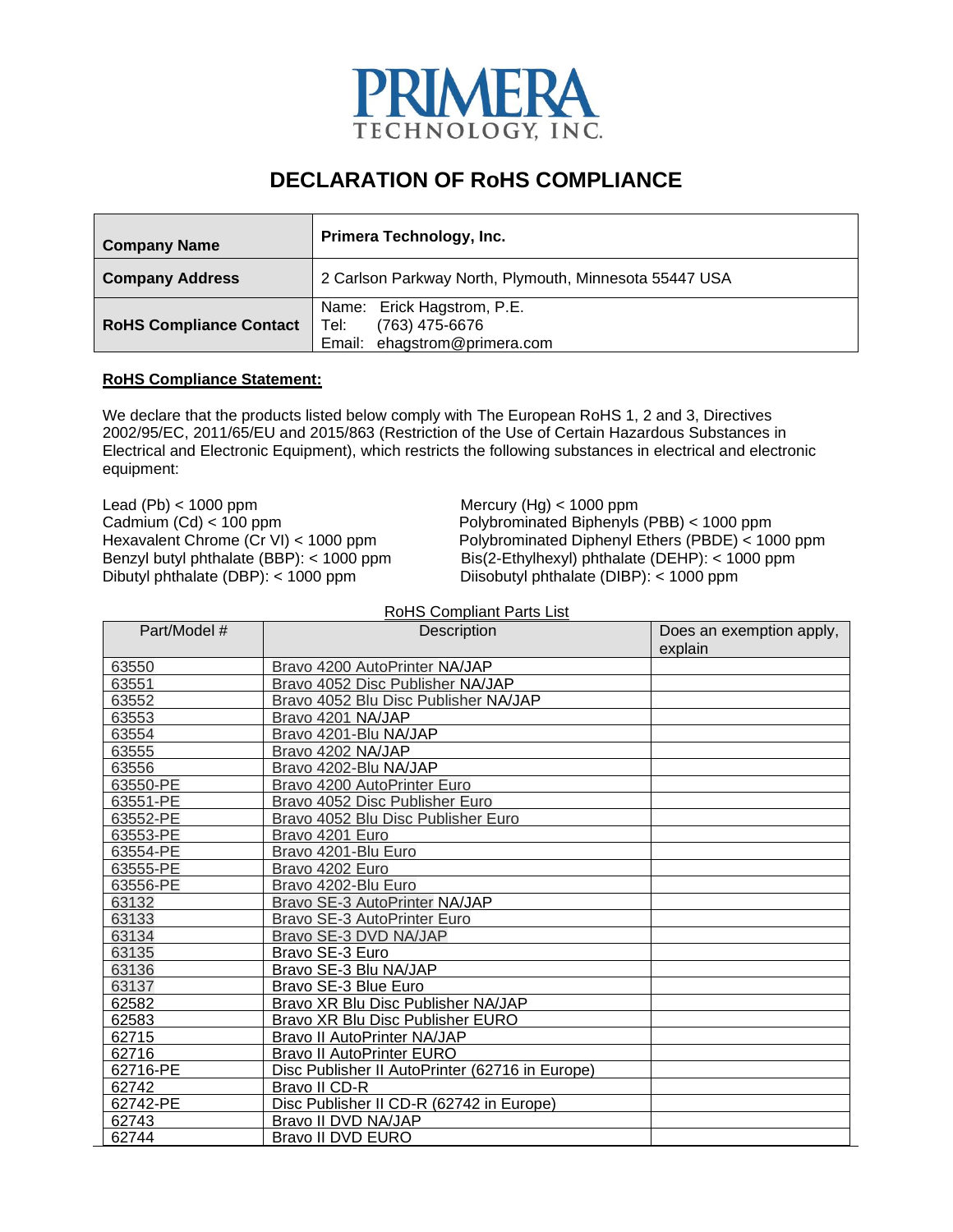# PRIMERA TECHNOLOGY, INC.

## DECLARATION OF RoHS COMPLIANCE

| **Company Name** | **Primera Technology, Inc.** |
|---|---|
| **Company Address** | 2 Carlson Parkway North, Plymouth, Minnesota 55447 USA |
| **RoHS Compliance Contact** | Name: Erick Hagstrom, P.E.<br>Tel: (763) 475-6676<br>Email: ehagstrom@primera.com |

**RoHS Compliance Statement:**

We declare that the products listed below comply with The European RoHS 1, 2 and 3, Directives 2002/95/EC, 2011/65/EU and 2015/863 (Restriction of the Use of Certain Hazardous Substances in Electrical and Electronic Equipment), which restricts the following substances in electrical and electronic equipment:

Lead (Pb) < 1000 ppm
Cadmium (Cd) < 100 ppm
Hexavalent Chrome (Cr VI) < 1000 ppm
Benzyl butyl phthalate (BBP): < 1000 ppm
Dibutyl phthalate (DBP): < 1000 ppm
Mercury (Hg) < 1000 ppm
Polybrominated Biphenyls (PBB) < 1000 ppm
Polybrominated Diphenyl Ethers (PBDE) < 1000 ppm
Bis(2-Ethylhexyl) phthalate (DEHP): < 1000 ppm
Diisobutyl phthalate (DIBP): < 1000 ppm

RoHS Compliant Parts List

| Part/Model # | Description | Does an exemption apply, explain |
|---|---|---|
| 63550 | Bravo 4200 AutoPrinter NA/JAP | |
| 63551 | Bravo 4052 Disc Publisher NA/JAP | |
| 63552 | Bravo 4052 Blu Disc Publisher NA/JAP | |
| 63553 | Bravo 4201 NA/JAP | |
| 63554 | Bravo 4201-Blu NA/JAP | |
| 63555 | Bravo 4202 NA/JAP | |
| 63556 | Bravo 4202-Blu NA/JAP | |
| 63550-PE | Bravo 4200 AutoPrinter Euro | |
| 63551-PE | Bravo 4052 Disc Publisher Euro | |
| 63552-PE | Bravo 4052 Blu Disc Publisher Euro | |
| 63553-PE | Bravo 4201 Euro | |
| 63554-PE | Bravo 4201-Blu Euro | |
| 63555-PE | Bravo 4202 Euro | |
| 63556-PE | Bravo 4202-Blu Euro | |
| 63132 | Bravo SE-3 AutoPrinter NA/JAP | |
| 63133 | Bravo SE-3 AutoPrinter Euro | |
| 63134 | Bravo SE-3 DVD NA/JAP | |
| 63135 | Bravo SE-3 Euro | |
| 63136 | Bravo SE-3 Blu NA/JAP | |
| 63137 | Bravo SE-3 Blue Euro | |
| 62582 | Bravo XR Blu Disc Publisher NA/JAP | |
| 62583 | Bravo XR Blu Disc Publisher EURO | |
| 62715 | Bravo II AutoPrinter NA/JAP | |
| 62716 | Bravo II AutoPrinter EURO | |
| 62716-PE | Disc Publisher II AutoPrinter (62716 in Europe) | |
| 62742 | Bravo II CD-R | |
| 62742-PE | Disc Publisher II CD-R (62742 in Europe) | |
| 62743 | Bravo II DVD NA/JAP | |
| 62744 | Bravo II DVD EURO | |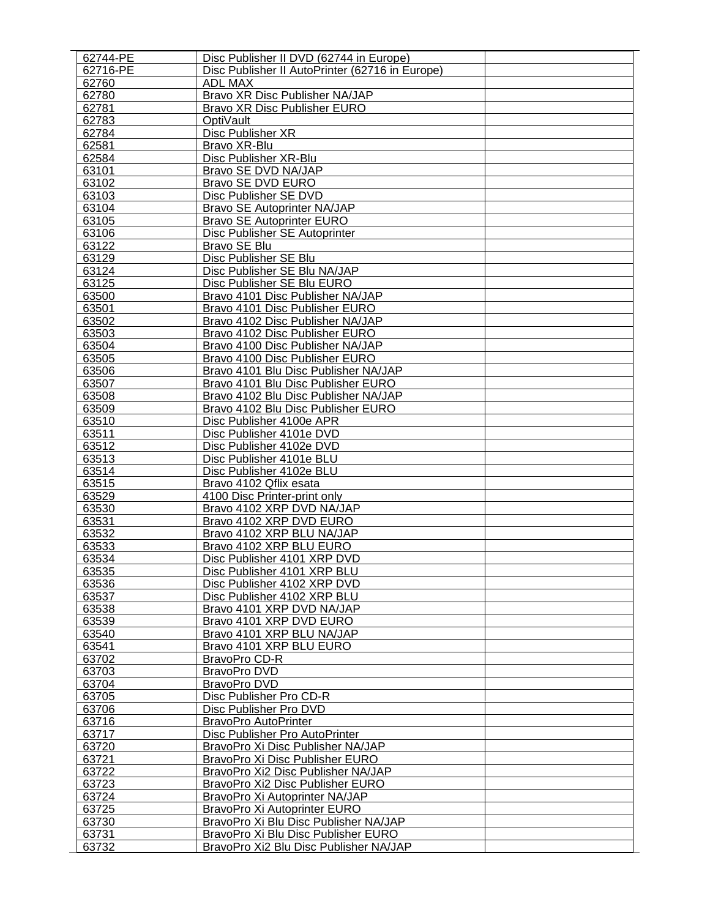| | | |
|---|---|---|
| 62744-PE | Disc Publisher II DVD (62744 in Europe) | |
| 62716-PE | Disc Publisher II AutoPrinter (62716 in Europe) | |
| 62760 | ADL MAX | |
| 62780 | Bravo XR Disc Publisher NA/JAP | |
| 62781 | Bravo XR Disc Publisher EURO | |
| 62783 | OptiVault | |
| 62784 | Disc Publisher XR | |
| 62581 | Bravo XR-Blu | |
| 62584 | Disc Publisher XR-Blu | |
| 63101 | Bravo SE DVD NA/JAP | |
| 63102 | Bravo SE DVD EURO | |
| 63103 | Disc Publisher SE DVD | |
| 63104 | Bravo SE Autoprinter NA/JAP | |
| 63105 | Bravo SE Autoprinter EURO | |
| 63106 | Disc Publisher SE Autoprinter | |
| 63122 | Bravo SE Blu | |
| 63129 | Disc Publisher SE Blu | |
| 63124 | Disc Publisher SE Blu NA/JAP | |
| 63125 | Disc Publisher SE Blu EURO | |
| 63500 | Bravo 4101 Disc Publisher NA/JAP | |
| 63501 | Bravo 4101 Disc Publisher EURO | |
| 63502 | Bravo 4102 Disc Publisher NA/JAP | |
| 63503 | Bravo 4102 Disc Publisher EURO | |
| 63504 | Bravo 4100 Disc Publisher NA/JAP | |
| 63505 | Bravo 4100 Disc Publisher EURO | |
| 63506 | Bravo 4101 Blu Disc Publisher NA/JAP | |
| 63507 | Bravo 4101 Blu Disc Publisher EURO | |
| 63508 | Bravo 4102 Blu Disc Publisher NA/JAP | |
| 63509 | Bravo 4102 Blu Disc Publisher EURO | |
| 63510 | Disc Publisher 4100e APR | |
| 63511 | Disc Publisher 4101e DVD | |
| 63512 | Disc Publisher 4102e DVD | |
| 63513 | Disc Publisher 4101e BLU | |
| 63514 | Disc Publisher 4102e BLU | |
| 63515 | Bravo 4102 Qflix esata | |
| 63529 | 4100 Disc Printer-print only | |
| 63530 | Bravo 4102 XRP DVD NA/JAP | |
| 63531 | Bravo 4102 XRP DVD EURO | |
| 63532 | Bravo 4102 XRP BLU NA/JAP | |
| 63533 | Bravo 4102 XRP BLU EURO | |
| 63534 | Disc Publisher 4101 XRP DVD | |
| 63535 | Disc Publisher 4101 XRP BLU | |
| 63536 | Disc Publisher 4102 XRP DVD | |
| 63537 | Disc Publisher 4102 XRP BLU | |
| 63538 | Bravo 4101 XRP DVD NA/JAP | |
| 63539 | Bravo 4101 XRP DVD EURO | |
| 63540 | Bravo 4101 XRP BLU NA/JAP | |
| 63541 | Bravo 4101 XRP BLU EURO | |
| 63702 | BravoPro CD-R | |
| 63703 | BravoPro DVD | |
| 63704 | BravoPro DVD | |
| 63705 | Disc Publisher Pro CD-R | |
| 63706 | Disc Publisher Pro DVD | |
| 63716 | BravoPro AutoPrinter | |
| 63717 | Disc Publisher Pro AutoPrinter | |
| 63720 | BravoPro Xi Disc Publisher NA/JAP | |
| 63721 | BravoPro Xi Disc Publisher EURO | |
| 63722 | BravoPro Xi2 Disc Publisher NA/JAP | |
| 63723 | BravoPro Xi2 Disc Publisher EURO | |
| 63724 | BravoPro Xi Autoprinter NA/JAP | |
| 63725 | BravoPro Xi Autoprinter EURO | |
| 63730 | BravoPro Xi Blu Disc Publisher NA/JAP | |
| 63731 | BravoPro Xi Blu Disc Publisher EURO | |
| 63732 | BravoPro Xi2 Blu Disc Publisher NA/JAP | |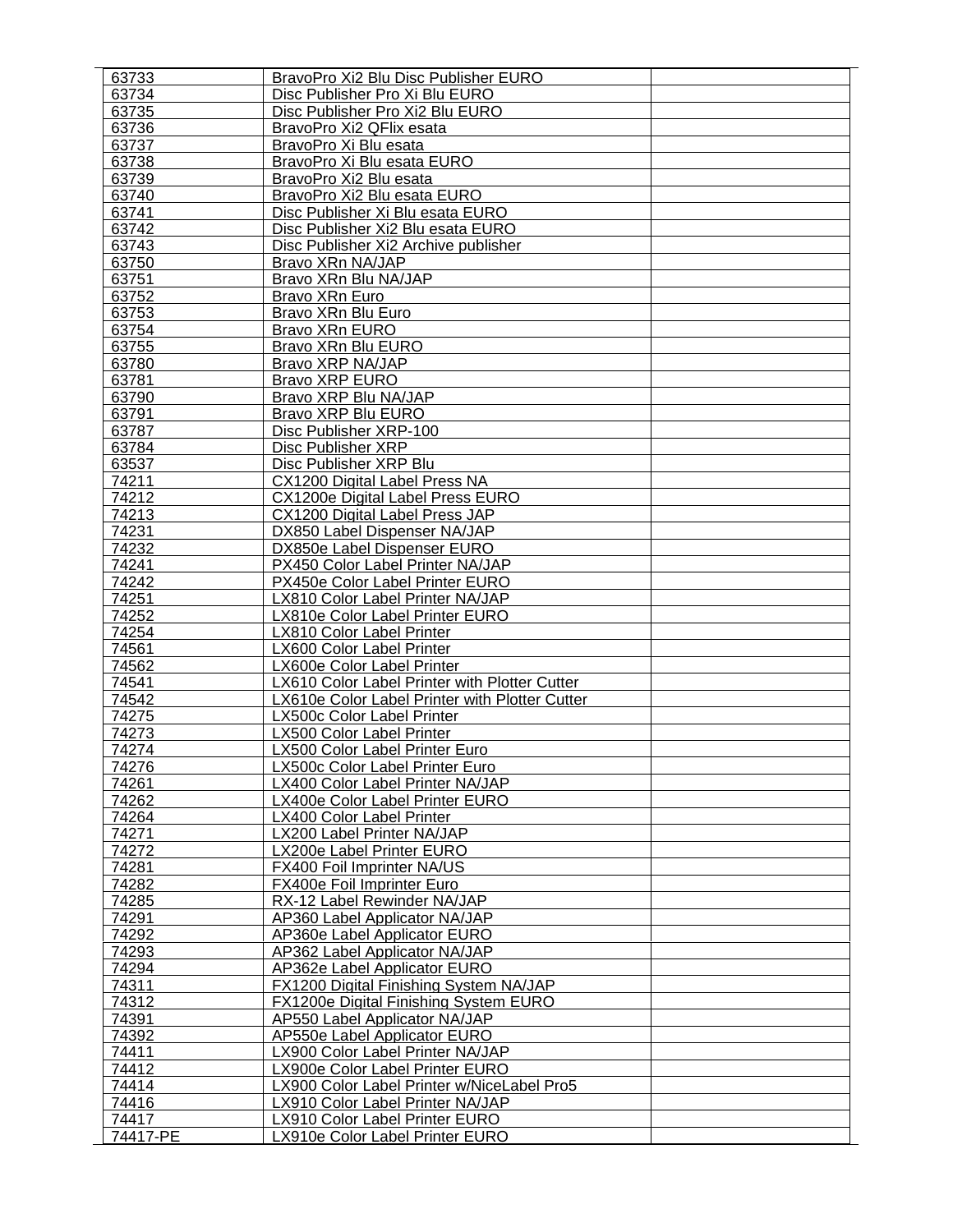| | | |
|---|---|---|
| 63733 | BravoPro Xi2 Blu Disc Publisher EURO | |
| 63734 | Disc Publisher Pro Xi Blu EURO | |
| 63735 | Disc Publisher Pro Xi2 Blu EURO | |
| 63736 | BravoPro Xi2 QFlix esata | |
| 63737 | BravoPro Xi Blu esata | |
| 63738 | BravoPro Xi Blu esata EURO | |
| 63739 | BravoPro Xi2 Blu esata | |
| 63740 | BravoPro Xi2 Blu esata EURO | |
| 63741 | Disc Publisher Xi Blu esata EURO | |
| 63742 | Disc Publisher Xi2 Blu esata EURO | |
| 63743 | Disc Publisher Xi2 Archive publisher | |
| 63750 | Bravo XRn NA/JAP | |
| 63751 | Bravo XRn Blu NA/JAP | |
| 63752 | Bravo XRn Euro | |
| 63753 | Bravo XRn Blu Euro | |
| 63754 | Bravo XRn EURO | |
| 63755 | Bravo XRn Blu EURO | |
| 63780 | Bravo XRP NA/JAP | |
| 63781 | Bravo XRP EURO | |
| 63790 | Bravo XRP Blu NA/JAP | |
| 63791 | Bravo XRP Blu EURO | |
| 63787 | Disc Publisher XRP-100 | |
| 63784 | Disc Publisher XRP | |
| 63537 | Disc Publisher XRP Blu | |
| 74211 | CX1200 Digital Label Press NA | |
| 74212 | CX1200e Digital Label Press EURO | |
| 74213 | CX1200 Digital Label Press JAP | |
| 74231 | DX850 Label Dispenser NA/JAP | |
| 74232 | DX850e Label Dispenser EURO | |
| 74241 | PX450 Color Label Printer NA/JAP | |
| 74242 | PX450e Color Label Printer EURO | |
| 74251 | LX810 Color Label Printer NA/JAP | |
| 74252 | LX810e Color Label Printer EURO | |
| 74254 | LX810 Color Label Printer | |
| 74561 | LX600 Color Label Printer | |
| 74562 | LX600e Color Label Printer | |
| 74541 | LX610 Color Label Printer with Plotter Cutter | |
| 74542 | LX610e Color Label Printer with Plotter Cutter | |
| 74275 | LX500c Color Label Printer | |
| 74273 | LX500 Color Label Printer | |
| 74274 | LX500 Color Label Printer Euro | |
| 74276 | LX500c Color Label Printer Euro | |
| 74261 | LX400 Color Label Printer NA/JAP | |
| 74262 | LX400e Color Label Printer EURO | |
| 74264 | LX400 Color Label Printer | |
| 74271 | LX200 Label Printer NA/JAP | |
| 74272 | LX200e Label Printer EURO | |
| 74281 | FX400 Foil Imprinter NA/US | |
| 74282 | FX400e Foil Imprinter Euro | |
| 74285 | RX-12 Label Rewinder NA/JAP | |
| 74291 | AP360 Label Applicator NA/JAP | |
| 74292 | AP360e Label Applicator EURO | |
| 74293 | AP362 Label Applicator NA/JAP | |
| 74294 | AP362e Label Applicator EURO | |
| 74311 | FX1200 Digital Finishing System NA/JAP | |
| 74312 | FX1200e Digital Finishing System EURO | |
| 74391 | AP550 Label Applicator NA/JAP | |
| 74392 | AP550e Label Applicator EURO | |
| 74411 | LX900 Color Label Printer NA/JAP | |
| 74412 | LX900e Color Label Printer EURO | |
| 74414 | LX900 Color Label Printer w/NiceLabel Pro5 | |
| 74416 | LX910 Color Label Printer NA/JAP | |
| 74417 | LX910 Color Label Printer EURO | |
| 74417-PE | LX910e Color Label Printer EURO | |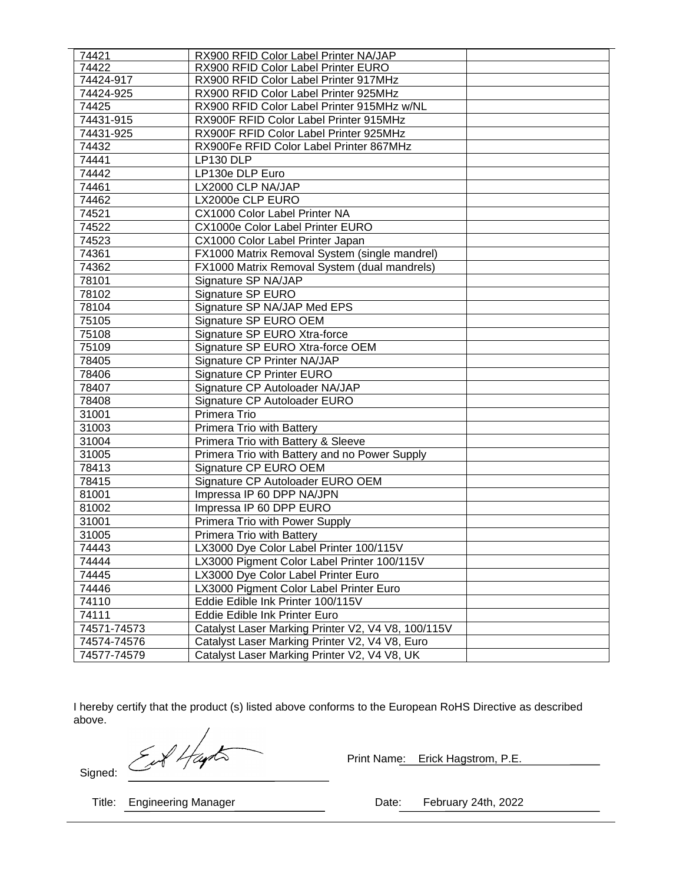| | | |
|---|---|---|
| 74421 | RX900 RFID Color Label Printer NA/JAP | |
| 74422 | RX900 RFID Color Label Printer EURO | |
| 74424-917 | RX900 RFID Color Label Printer 917MHz | |
| 74424-925 | RX900 RFID Color Label Printer 925MHz | |
| 74425 | RX900 RFID Color Label Printer 915MHz w/NL | |
| 74431-915 | RX900F RFID Color Label Printer 915MHz | |
| 74431-925 | RX900F RFID Color Label Printer 925MHz | |
| 74432 | RX900Fe RFID Color Label Printer 867MHz | |
| 74441 | LP130 DLP | |
| 74442 | LP130e DLP Euro | |
| 74461 | LX2000 CLP NA/JAP | |
| 74462 | LX2000e CLP EURO | |
| 74521 | CX1000 Color Label Printer NA | |
| 74522 | CX1000e Color Label Printer EURO | |
| 74523 | CX1000 Color Label Printer Japan | |
| 74361 | FX1000 Matrix Removal System (single mandrel) | |
| 74362 | FX1000 Matrix Removal System (dual mandrels) | |
| 78101 | Signature SP NA/JAP | |
| 78102 | Signature SP EURO | |
| 78104 | Signature SP NA/JAP Med EPS | |
| 75105 | Signature SP EURO OEM | |
| 75108 | Signature SP EURO Xtra-force | |
| 75109 | Signature SP EURO Xtra-force OEM | |
| 78405 | Signature CP Printer NA/JAP | |
| 78406 | Signature CP Printer EURO | |
| 78407 | Signature CP Autoloader NA/JAP | |
| 78408 | Signature CP Autoloader EURO | |
| 31001 | Primera Trio | |
| 31003 | Primera Trio with Battery | |
| 31004 | Primera Trio with Battery & Sleeve | |
| 31005 | Primera Trio with Battery and no Power Supply | |
| 78413 | Signature CP EURO OEM | |
| 78415 | Signature CP Autoloader EURO OEM | |
| 81001 | Impressa IP 60 DPP NA/JPN | |
| 81002 | Impressa IP 60 DPP EURO | |
| 31001 | Primera Trio with Power Supply | |
| 31005 | Primera Trio with Battery | |
| 74443 | LX3000 Dye Color Label Printer 100/115V | |
| 74444 | LX3000 Pigment Color Label Printer 100/115V | |
| 74445 | LX3000 Dye Color Label Printer Euro | |
| 74446 | LX3000 Pigment Color Label Printer Euro | |
| 74110 | Eddie Edible Ink Printer 100/115V | |
| 74111 | Eddie Edible Ink Printer Euro | |
| 74571-74573 | Catalyst Laser Marking Printer V2, V4 V8, 100/115V | |
| 74574-74576 | Catalyst Laser Marking Printer V2, V4 V8, Euro | |
| 74577-74579 | Catalyst Laser Marking Printer V2, V4 V8, UK | |

I hereby certify that the product (s) listed above conforms to the European RoHS Directive as described above.

Signed: ____________________ Print Name: Erick Hagstrom, P.E.

Title: Engineering Manager Date: February 24th, 2022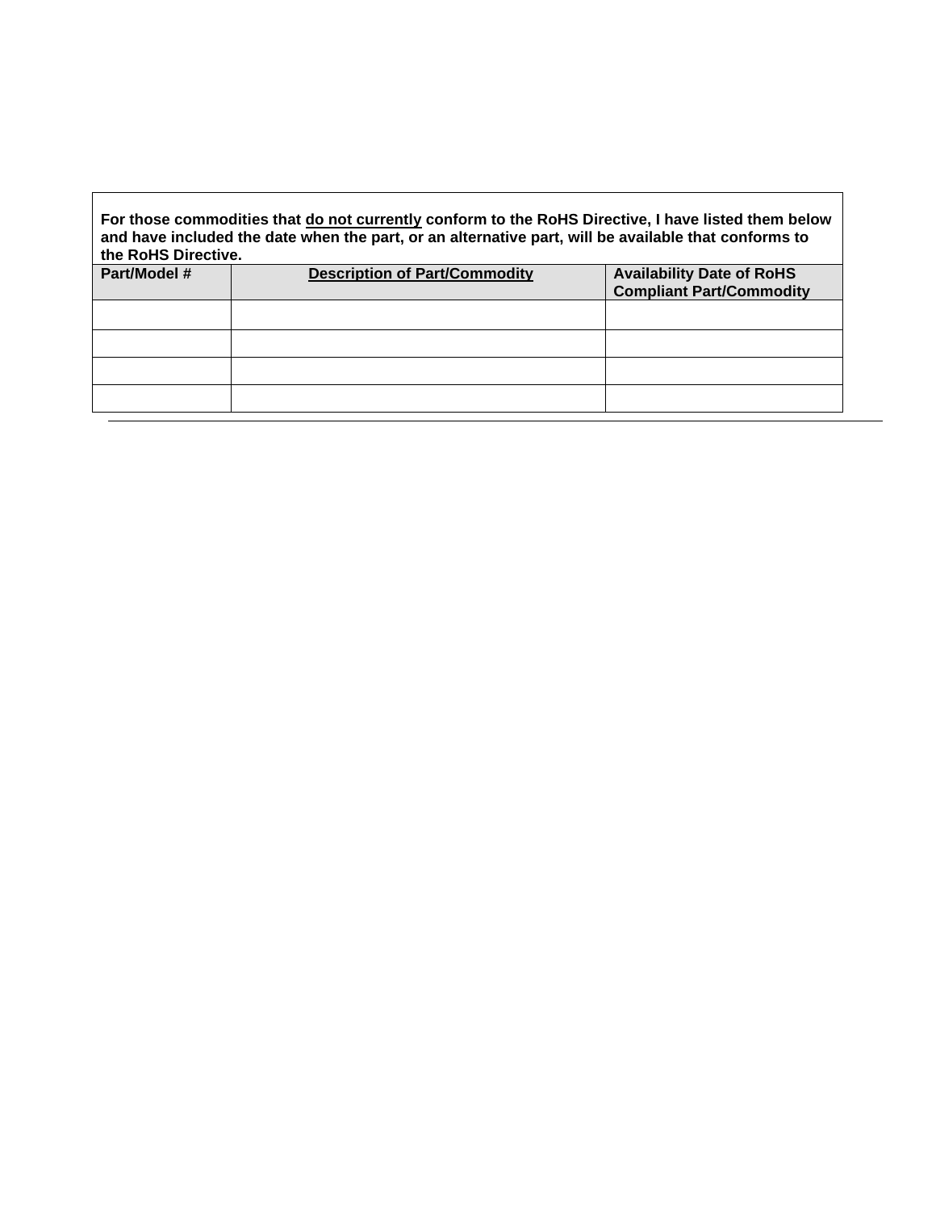**For those commodities that do not currently conform to the RoHS Directive, I have listed them below and have included the date when the part, or an alternative part, will be available that conforms to the RoHS Directive.**

| Part/Model # | Description of Part/Commodity | Availability Date of RoHS Compliant Part/Commodity |
|---|---|---|
| | | |
| | | |
| | | |
| | | |